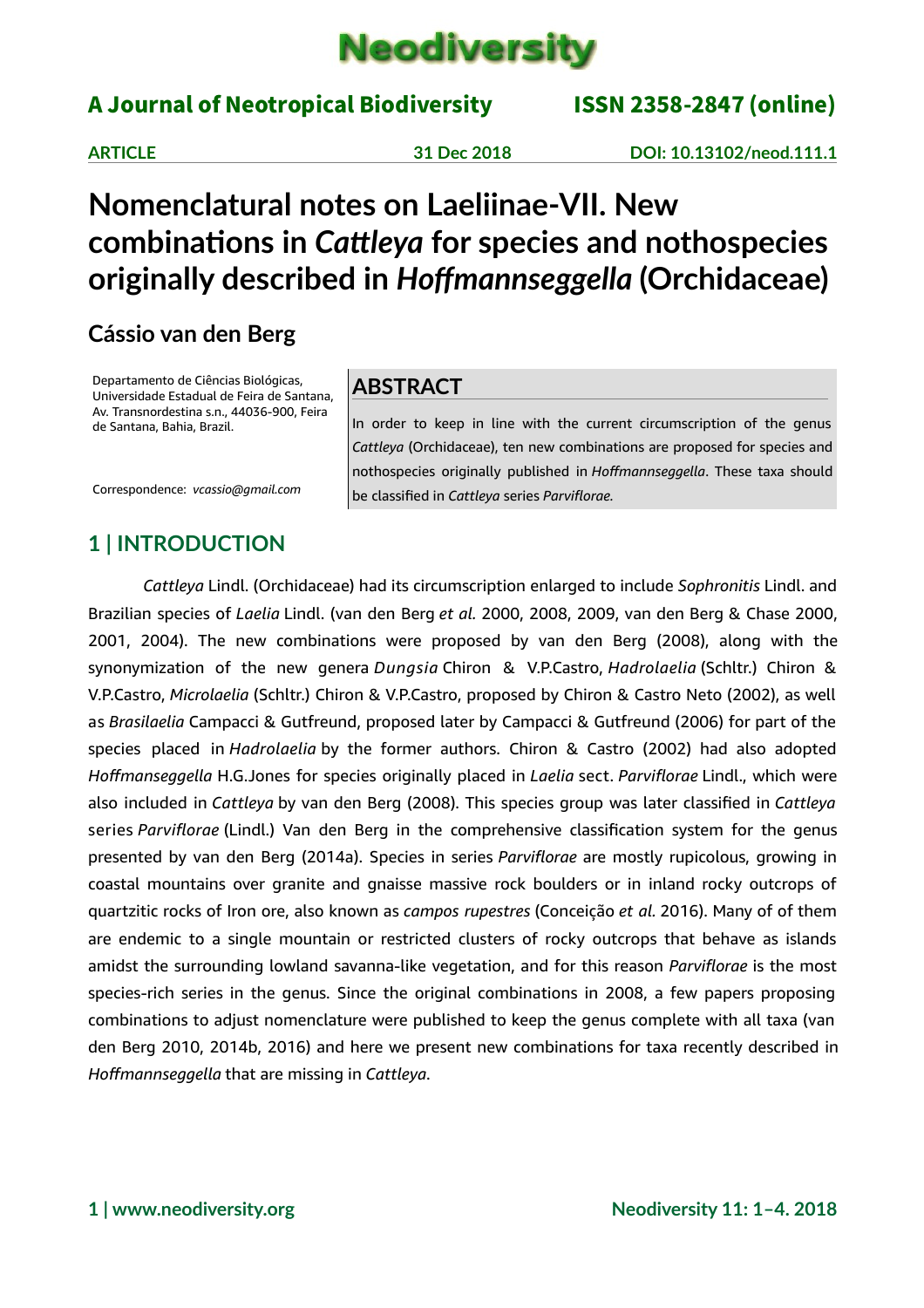# Nomenclatural notes on Laeliinae-VII. New combinations in *Cattleya* for species and nothospecies originally described in *Hoffmannseggella* (Orchidaceae)

**ARTICLE** | **31 Dec 2018** | **DOI: 10.13102/neod.111.1**

## Cássio van den Berg

Departamento de Ciências Biológicas, Universidade Estadual de Feira de Santana, Av. Transnordestina s.n., 44036-900, Feira de Santana, Bahia, Brazil.

Correspondence: *vcassio@gmail.com*

## ABSTRACT

In order to keep in line with the current circumscription of the genus *Cattleya* (Orchidaceae), ten new combinations are proposed for species and nothospecies originally published in *Hoffmannseggella*. These taxa should be classified in *Cattleya* series *Parviflorae.*

## 1 | INTRODUCTION

*Cattleya* Lindl. (Orchidaceae) had its circumscription enlarged to include *Sophronitis* Lindl. and Brazilian species of *Laelia* Lindl. (van den Berg *et al.* 2000, 2008, 2009, van den Berg & Chase 2000, 2001, 2004). The new combinations were proposed by van den Berg (2008), along with the synonymization of the new genera *Dungsia* Chiron & V.P.Castro, *Hadrolaelia* (Schltr.) Chiron & V.P.Castro, *Microlaelia* (Schltr.) Chiron & V.P.Castro, proposed by Chiron & Castro Neto (2002), as well as *Brasilaelia* Campacci & Gutfreund, proposed later by Campacci & Gutfreund (2006) for part of the species placed in *Hadrolaelia* by the former authors. Chiron & Castro (2002) had also adopted *Hoffmanseggella* H.G.Jones for species originally placed in *Laelia* sect. *Parviflorae* Lindl., which were also included in *Cattleya* by van den Berg (2008). This species group was later classified in *Cattleya* series *Parviflorae* (Lindl.) Van den Berg in the comprehensive classification system for the genus presented by van den Berg (2014a). Species in series *Parviflorae* are mostly rupicolous, growing in coastal mountains over granite and gnaisse massive rock boulders or in inland rocky outcrops of quartzitic rocks of Iron ore, also known as *campos rupestres* (Conceição *et al.* 2016). Many of of them are endemic to a single mountain or restricted clusters of rocky outcrops that behave as islands amidst the surrounding lowland savanna-like vegetation, and for this reason *Parviflorae* is the most species-rich series in the genus. Since the original combinations in 2008, a few papers proposing combinations to adjust nomenclature were published to keep the genus complete with all taxa (van den Berg 2010, 2014b, 2016) and here we present new combinations for taxa recently described in *Hoffmannseggella* that are missing in *Cattleya*.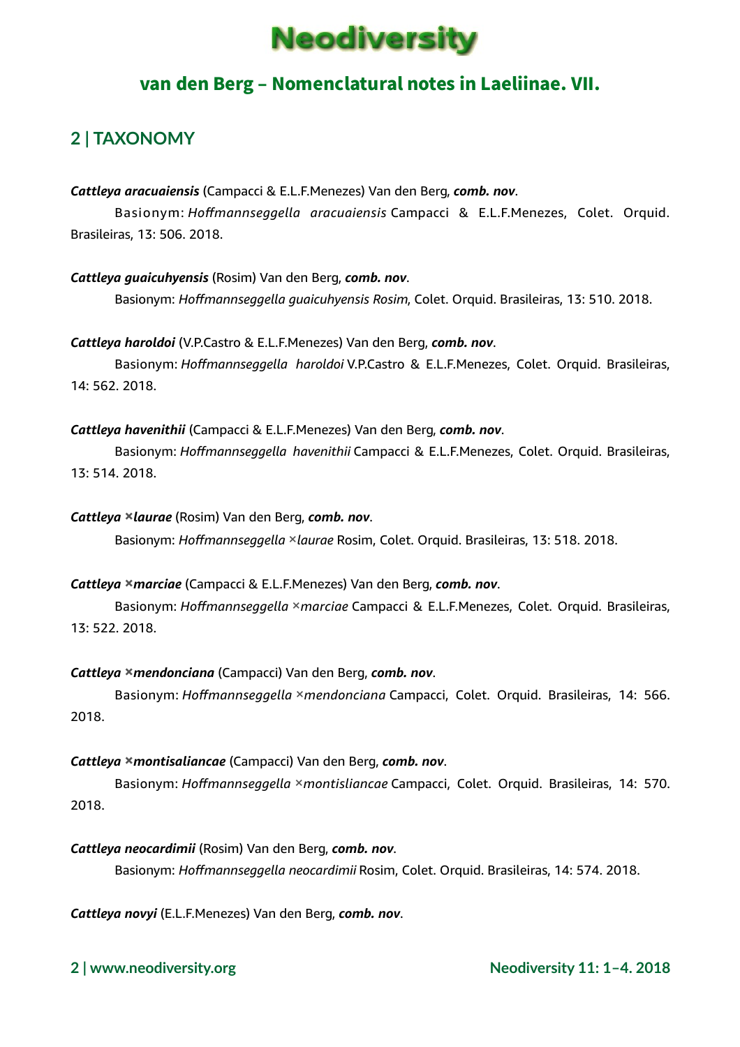## 2 | TAXONOMY

***Cattleya aracuaiensis*** (Campacci & E.L.F.Menezes) Van den Berg, ***comb. nov***.

Basionym: *Hoffmannseggella aracuaiensis* Campacci & E.L.F.Menezes, Colet. Orquid. Brasileiras, 13: 506. 2018.

***Cattleya guaicuhyensis*** (Rosim) Van den Berg, ***comb. nov***.

Basionym: *Hoffmannseggella guaicuhyensis Rosim*, Colet. Orquid. Brasileiras, 13: 510. 2018.

***Cattleya haroldoi*** (V.P.Castro & E.L.F.Menezes) Van den Berg, ***comb. nov***.

Basionym: *Hoffmannseggella haroldoi* V.P.Castro & E.L.F.Menezes, Colet. Orquid. Brasileiras, 14: 562. 2018.

***Cattleya havenithii*** (Campacci & E.L.F.Menezes) Van den Berg, ***comb. nov***.

Basionym: *Hoffmannseggella havenithii* Campacci & E.L.F.Menezes, Colet. Orquid. Brasileiras, 13: 514. 2018.

***Cattleya ×laurae*** (Rosim) Van den Berg, ***comb. nov***.

Basionym: *Hoffmannseggella ×laurae* Rosim, Colet. Orquid. Brasileiras, 13: 518. 2018.

***Cattleya ×marciae*** (Campacci & E.L.F.Menezes) Van den Berg, ***comb. nov***.

Basionym: *Hoffmannseggella ×marciae* Campacci & E.L.F.Menezes, Colet. Orquid. Brasileiras, 13: 522. 2018.

***Cattleya ×mendonciana*** (Campacci) Van den Berg, ***comb. nov***.

Basionym: *Hoffmannseggella ×mendonciana* Campacci, Colet. Orquid. Brasileiras, 14: 566. 2018.

***Cattleya ×montisaliancae*** (Campacci) Van den Berg, ***comb. nov***.

Basionym: *Hoffmannseggella ×montisliancae* Campacci, Colet. Orquid. Brasileiras, 14: 570. 2018.

***Cattleya neocardimii*** (Rosim) Van den Berg, ***comb. nov***.

Basionym: *Hoffmannseggella neocardimii* Rosim, Colet. Orquid. Brasileiras, 14: 574. 2018.

***Cattleya novyi*** (E.L.F.Menezes) Van den Berg, ***comb. nov***.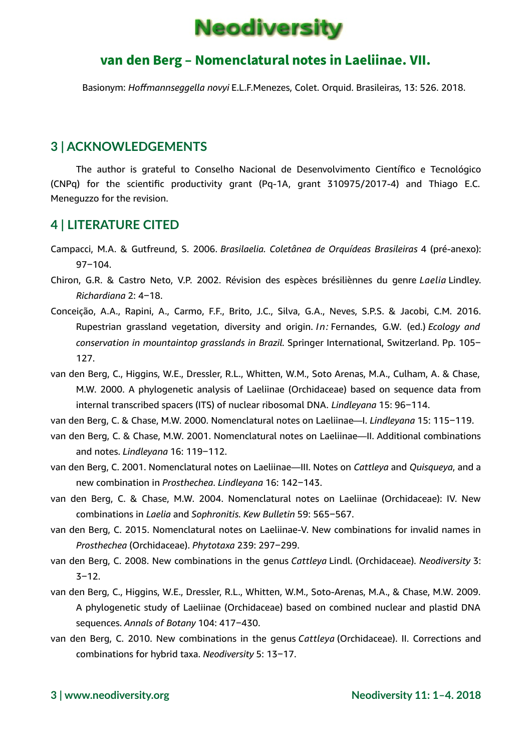Basionym: *Hoffmannseggella novyi* E.L.F.Menezes, Colet. Orquid. Brasileiras, 13: 526. 2018.

## 3 | ACKNOWLEDGEMENTS

The author is grateful to Conselho Nacional de Desenvolvimento Científico e Tecnológico (CNPq) for the scientific productivity grant (Pq-1A, grant 310975/2017-4) and Thiago E.C. Meneguzzo for the revision.

## 4 | LITERATURE CITED

Campacci, M.A. & Gutfreund, S. 2006. *Brasilaelia. Coletânea de Orquídeas Brasileiras* 4 (pré-anexo): 97–104.

Chiron, G.R. & Castro Neto, V.P. 2002. Révision des espèces brésiliènnes du genre *Laelia* Lindley. *Richardiana* 2: 4–18.

Conceição, A.A., Rapini, A., Carmo, F.F., Brito, J.C., Silva, G.A., Neves, S.P.S. & Jacobi, C.M. 2016. Rupestrian grassland vegetation, diversity and origin. *In:* Fernandes, G.W. (ed.) *Ecology and conservation in mountaintop grasslands in Brazil*. Springer International, Switzerland. Pp. 105–127.

van den Berg, C., Higgins, W.E., Dressler, R.L., Whitten, W.M., Soto Arenas, M.A., Culham, A. & Chase, M.W. 2000. A phylogenetic analysis of Laeliinae (Orchidaceae) based on sequence data from internal transcribed spacers (ITS) of nuclear ribosomal DNA. *Lindleyana* 15: 96–114.

van den Berg, C. & Chase, M.W. 2000. Nomenclatural notes on Laeliinae—I. *Lindleyana* 15: 115–119.

van den Berg, C. & Chase, M.W. 2001. Nomenclatural notes on Laeliinae—II. Additional combinations and notes. *Lindleyana* 16: 119–112.

van den Berg, C. 2001. Nomenclatural notes on Laeliinae—III. Notes on *Cattleya* and *Quisqueya*, and a new combination in *Prosthechea*. *Lindleyana* 16: 142–143.

van den Berg, C. & Chase, M.W. 2004. Nomenclatural notes on Laeliinae (Orchidaceae): IV. New combinations in *Laelia* and *Sophronitis*. *Kew Bulletin* 59: 565–567.

van den Berg, C. 2015. Nomenclatural notes on Laeliinae-V. New combinations for invalid names in *Prosthechea* (Orchidaceae). *Phytotaxa* 239: 297–299.

van den Berg, C. 2008. New combinations in the genus *Cattleya* Lindl. (Orchidaceae). *Neodiversity* 3: 3–12.

van den Berg, C., Higgins, W.E., Dressler, R.L., Whitten, W.M., Soto-Arenas, M.A., & Chase, M.W. 2009. A phylogenetic study of Laeliinae (Orchidaceae) based on combined nuclear and plastid DNA sequences. *Annals of Botany* 104: 417–430.

van den Berg, C. 2010. New combinations in the genus *Cattleya* (Orchidaceae). II. Corrections and combinations for hybrid taxa. *Neodiversity* 5: 13–17.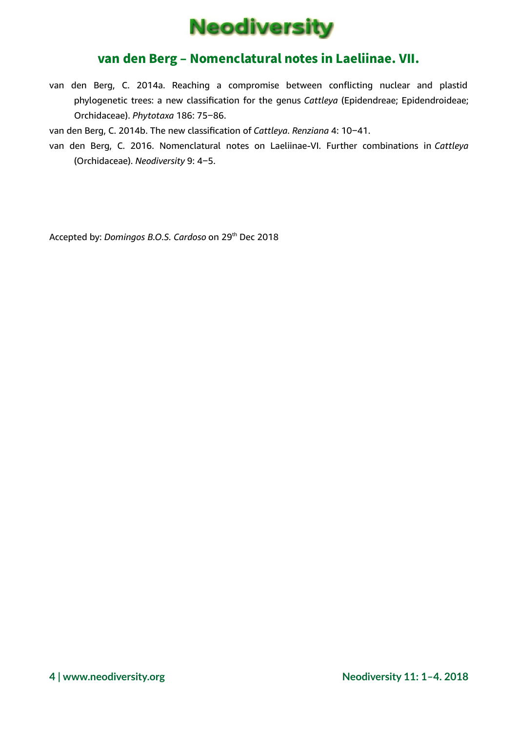van den Berg, C. 2014a. Reaching a compromise between conflicting nuclear and plastid phylogenetic trees: a new classification for the genus *Cattleya* (Epidendreae; Epidendroideae; Orchidaceae). *Phytotaxa* 186: 75–86.

van den Berg, C. 2014b. The new classification of *Cattleya*. *Renziana* 4: 10–41.

van den Berg, C. 2016. Nomenclatural notes on Laeliinae-VI. Further combinations in *Cattleya* (Orchidaceae). *Neodiversity* 9: 4–5.

Accepted by: *Domingos B.O.S. Cardoso* on 29th Dec 2018